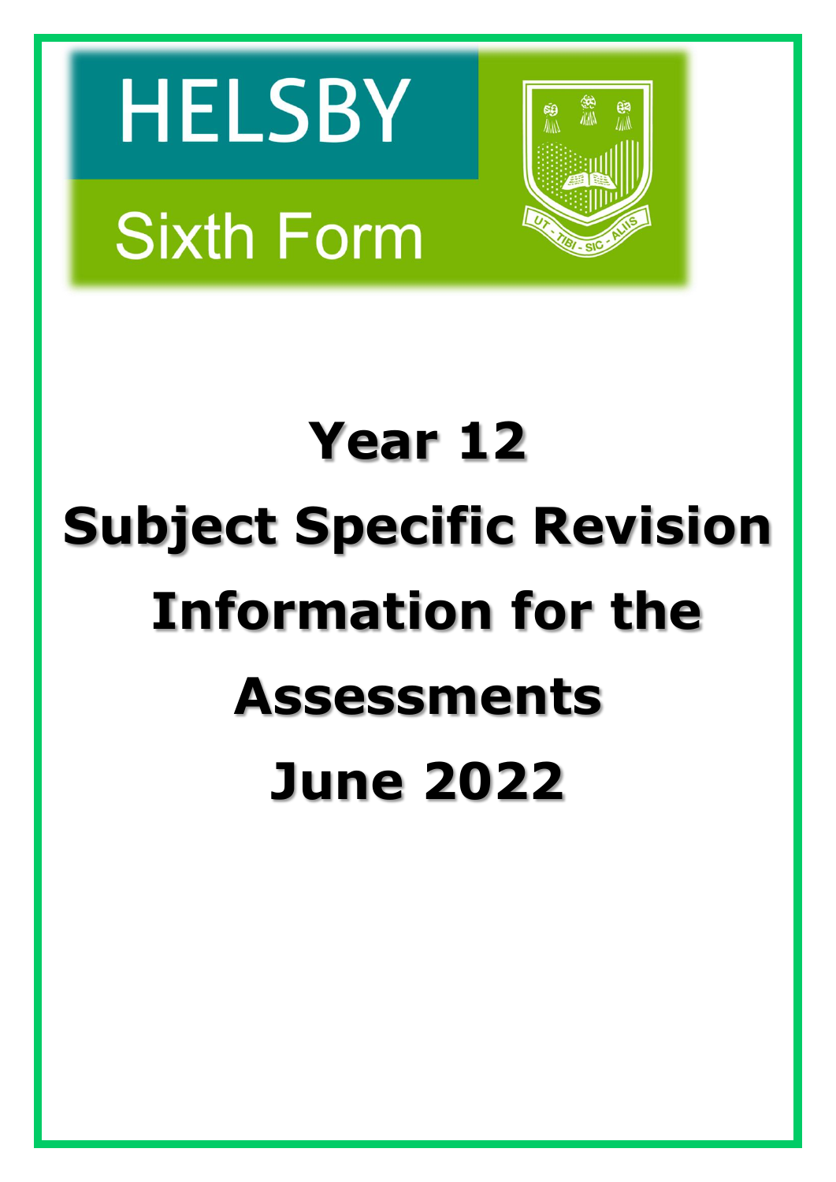HELSBY

Sixth Form

UT - TIBI - SIC - ALIIS

# Year 12

# Subject Specific Revision Information for the Assessments

# June 2022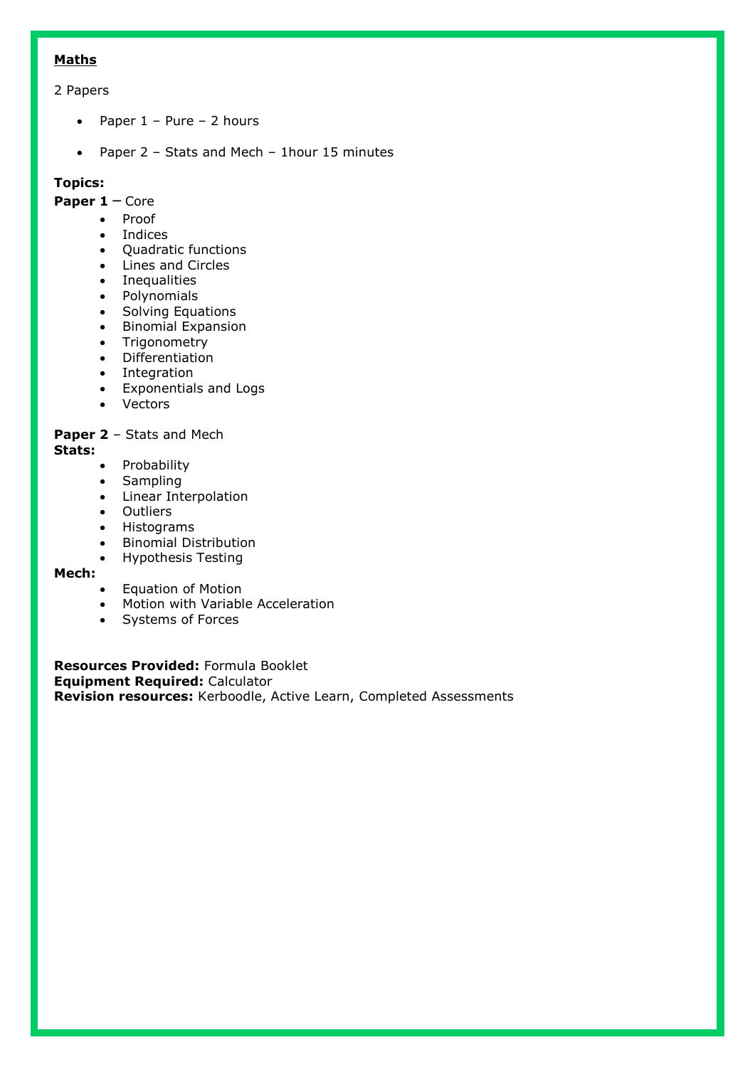**<u>Maths</u>**

2 Papers

- Paper 1 – Pure – 2 hours
- Paper 2 – Stats and Mech – 1hour 15 minutes

**Topics:**

**Paper 1** – Core

- Proof
- Indices
- Quadratic functions
- Lines and Circles
- Inequalities
- Polynomials
- Solving Equations
- Binomial Expansion
- Trigonometry
- Differentiation
- Integration
- Exponentials and Logs
- Vectors

**Paper 2** – Stats and Mech

**Stats:**

- Probability
- Sampling
- Linear Interpolation
- Outliers
- Histograms
- Binomial Distribution
- Hypothesis Testing

**Mech:**

- Equation of Motion
- Motion with Variable Acceleration
- Systems of Forces

**Resources Provided:** Formula Booklet
**Equipment Required:** Calculator
**Revision resources:** Kerboodle, Active Learn, Completed Assessments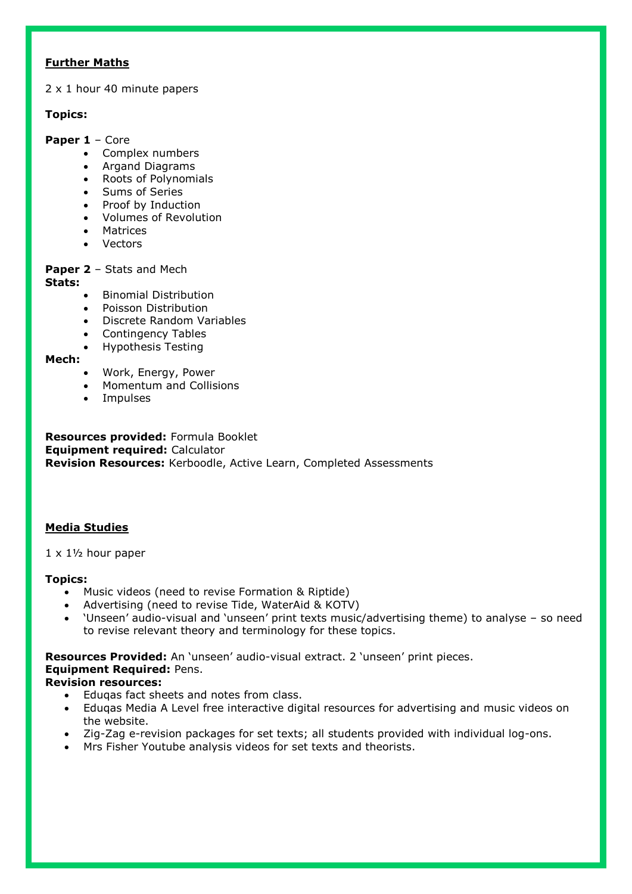## Further Maths

2 x 1 hour 40 minute papers

**Topics:**

**Paper 1** – Core

- Complex numbers
- Argand Diagrams
- Roots of Polynomials
- Sums of Series
- Proof by Induction
- Volumes of Revolution
- Matrices
- Vectors

**Paper 2** – Stats and Mech

**Stats:**

- Binomial Distribution
- Poisson Distribution
- Discrete Random Variables
- Contingency Tables
- Hypothesis Testing

**Mech:**

- Work, Energy, Power
- Momentum and Collisions
- Impulses

**Resources provided:** Formula Booklet
**Equipment required:** Calculator
**Revision Resources:** Kerboodle, Active Learn, Completed Assessments

## Media Studies

1 x 1½ hour paper

**Topics:**

- Music videos (need to revise Formation & Riptide)
- Advertising (need to revise Tide, WaterAid & KOTV)
- 'Unseen' audio-visual and 'unseen' print texts music/advertising theme) to analyse – so need to revise relevant theory and terminology for these topics.

**Resources Provided:** An 'unseen' audio-visual extract. 2 'unseen' print pieces.
**Equipment Required:** Pens.
**Revision resources:**

- Eduqas fact sheets and notes from class.
- Eduqas Media A Level free interactive digital resources for advertising and music videos on the website.
- Zig-Zag e-revision packages for set texts; all students provided with individual log-ons.
- Mrs Fisher Youtube analysis videos for set texts and theorists.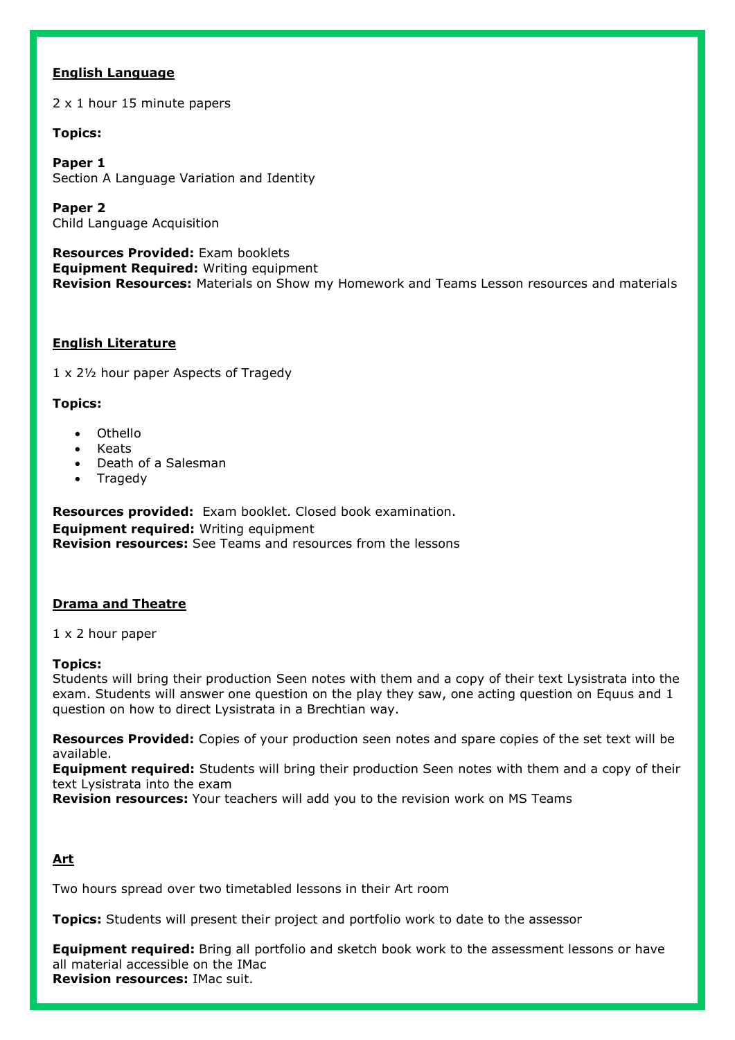**English Language**

2 x 1 hour 15 minute papers

**Topics:**

**Paper 1**
Section A Language Variation and Identity

**Paper 2**
Child Language Acquisition

**Resources Provided:** Exam booklets
**Equipment Required:** Writing equipment
**Revision Resources:** Materials on Show my Homework and Teams Lesson resources and materials

**English Literature**

1 x 2½ hour paper Aspects of Tragedy

**Topics:**

- Othello
- Keats
- Death of a Salesman
- Tragedy

**Resources provided:** Exam booklet. Closed book examination.
**Equipment required:** Writing equipment
**Revision resources:** See Teams and resources from the lessons

**Drama and Theatre**

1 x 2 hour paper

**Topics:**
Students will bring their production Seen notes with them and a copy of their text Lysistrata into the exam. Students will answer one question on the play they saw, one acting question on Equus and 1 question on how to direct Lysistrata in a Brechtian way.

**Resources Provided:** Copies of your production seen notes and spare copies of the set text will be available.
**Equipment required:** Students will bring their production Seen notes with them and a copy of their text Lysistrata into the exam
**Revision resources:** Your teachers will add you to the revision work on MS Teams

**Art**

Two hours spread over two timetabled lessons in their Art room

**Topics:** Students will present their project and portfolio work to date to the assessor

**Equipment required:** Bring all portfolio and sketch book work to the assessment lessons or have all material accessible on the IMac
**Revision resources:** IMac suit.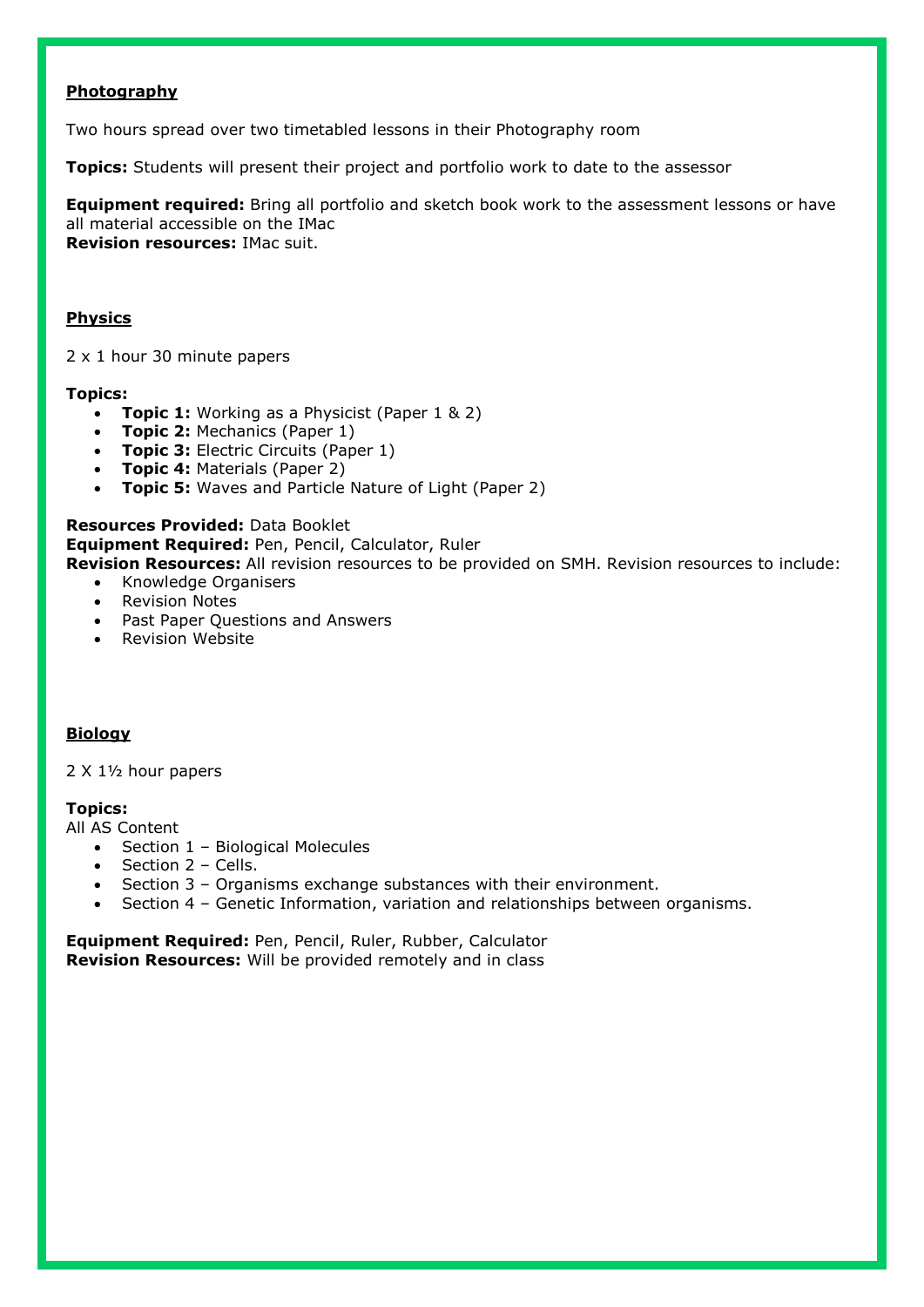**Photography**

Two hours spread over two timetabled lessons in their Photography room

**Topics:** Students will present their project and portfolio work to date to the assessor

**Equipment required:** Bring all portfolio and sketch book work to the assessment lessons or have all material accessible on the IMac
**Revision resources:** IMac suit.

**Physics**

2 x 1 hour 30 minute papers

**Topics:**

- **Topic 1:** Working as a Physicist (Paper 1 & 2)
- **Topic 2:** Mechanics (Paper 1)
- **Topic 3:** Electric Circuits (Paper 1)
- **Topic 4:** Materials (Paper 2)
- **Topic 5:** Waves and Particle Nature of Light (Paper 2)

**Resources Provided:** Data Booklet
**Equipment Required:** Pen, Pencil, Calculator, Ruler
**Revision Resources:** All revision resources to be provided on SMH. Revision resources to include:

- Knowledge Organisers
- Revision Notes
- Past Paper Questions and Answers
- Revision Website

**Biology**

2 X 1½ hour papers

**Topics:**
All AS Content

- Section 1 – Biological Molecules
- Section 2 – Cells.
- Section 3 – Organisms exchange substances with their environment.
- Section 4 – Genetic Information, variation and relationships between organisms.

**Equipment Required:** Pen, Pencil, Ruler, Rubber, Calculator
**Revision Resources:** Will be provided remotely and in class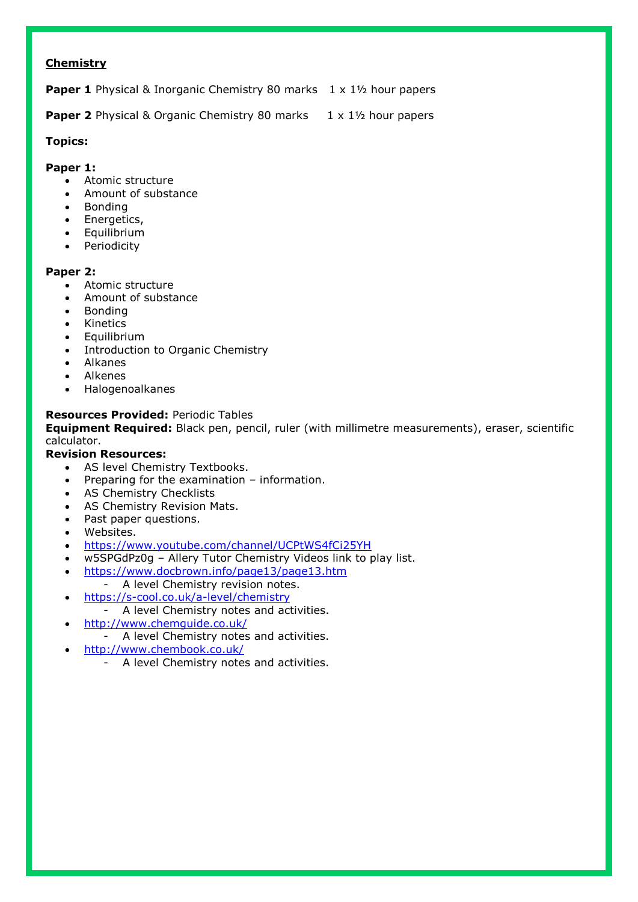## Chemistry

**Paper 1** Physical & Inorganic Chemistry 80 marks    1 x 1½ hour papers

**Paper 2** Physical & Organic Chemistry 80 marks    1 x 1½ hour papers

**Topics:**

**Paper 1:**

- Atomic structure
- Amount of substance
- Bonding
- Energetics,
- Equilibrium
- Periodicity

**Paper 2:**

- Atomic structure
- Amount of substance
- Bonding
- Kinetics
- Equilibrium
- Introduction to Organic Chemistry
- Alkanes
- Alkenes
- Halogenoalkanes

**Resources Provided:** Periodic Tables
**Equipment Required:** Black pen, pencil, ruler (with millimetre measurements), eraser, scientific calculator.
**Revision Resources:**

- AS level Chemistry Textbooks.
- Preparing for the examination – information.
- AS Chemistry Checklists
- AS Chemistry Revision Mats.
- Past paper questions.
- Websites.
- https://www.youtube.com/channel/UCPtWS4fCi25YH
- w5SPGdPz0g – Allery Tutor Chemistry Videos link to play list.
- https://www.docbrown.info/page13/page13.htm
  - A level Chemistry revision notes.
- https://s-cool.co.uk/a-level/chemistry
  - A level Chemistry notes and activities.
- http://www.chemguide.co.uk/
  - A level Chemistry notes and activities.
- http://www.chembook.co.uk/
  - A level Chemistry notes and activities.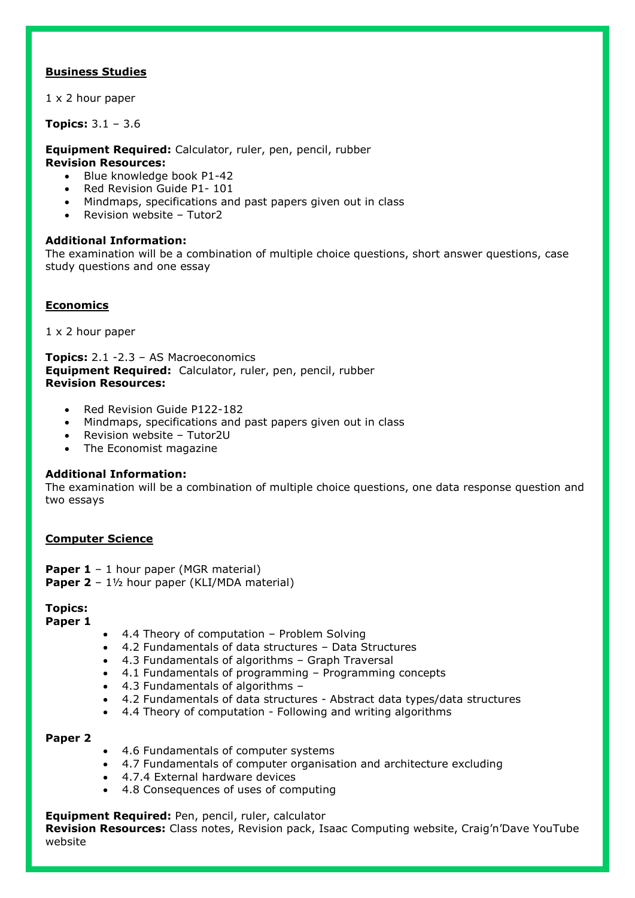**Business Studies**

1 x 2 hour paper

**Topics:** 3.1 – 3.6

**Equipment Required:** Calculator, ruler, pen, pencil, rubber
**Revision Resources:**

- Blue knowledge book P1-42
- Red Revision Guide P1- 101
- Mindmaps, specifications and past papers given out in class
- Revision website – Tutor2

**Additional Information:**
The examination will be a combination of multiple choice questions, short answer questions, case study questions and one essay

**Economics**

1 x 2 hour paper

**Topics:** 2.1 -2.3 – AS Macroeconomics
**Equipment Required:** Calculator, ruler, pen, pencil, rubber
**Revision Resources:**

- Red Revision Guide P122-182
- Mindmaps, specifications and past papers given out in class
- Revision website – Tutor2U
- The Economist magazine

**Additional Information:**
The examination will be a combination of multiple choice questions, one data response question and two essays

**Computer Science**

**Paper 1** – 1 hour paper (MGR material)
**Paper 2** – 1½ hour paper (KLI/MDA material)

**Topics:**
**Paper 1**

- 4.4 Theory of computation – Problem Solving
- 4.2 Fundamentals of data structures – Data Structures
- 4.3 Fundamentals of algorithms – Graph Traversal
- 4.1 Fundamentals of programming – Programming concepts
- 4.3 Fundamentals of algorithms –
- 4.2 Fundamentals of data structures - Abstract data types/data structures
- 4.4 Theory of computation - Following and writing algorithms

**Paper 2**

- 4.6 Fundamentals of computer systems
- 4.7 Fundamentals of computer organisation and architecture excluding
- 4.7.4 External hardware devices
- 4.8 Consequences of uses of computing

**Equipment Required:** Pen, pencil, ruler, calculator
**Revision Resources:** Class notes, Revision pack, Isaac Computing website, Craig'n'Dave YouTube website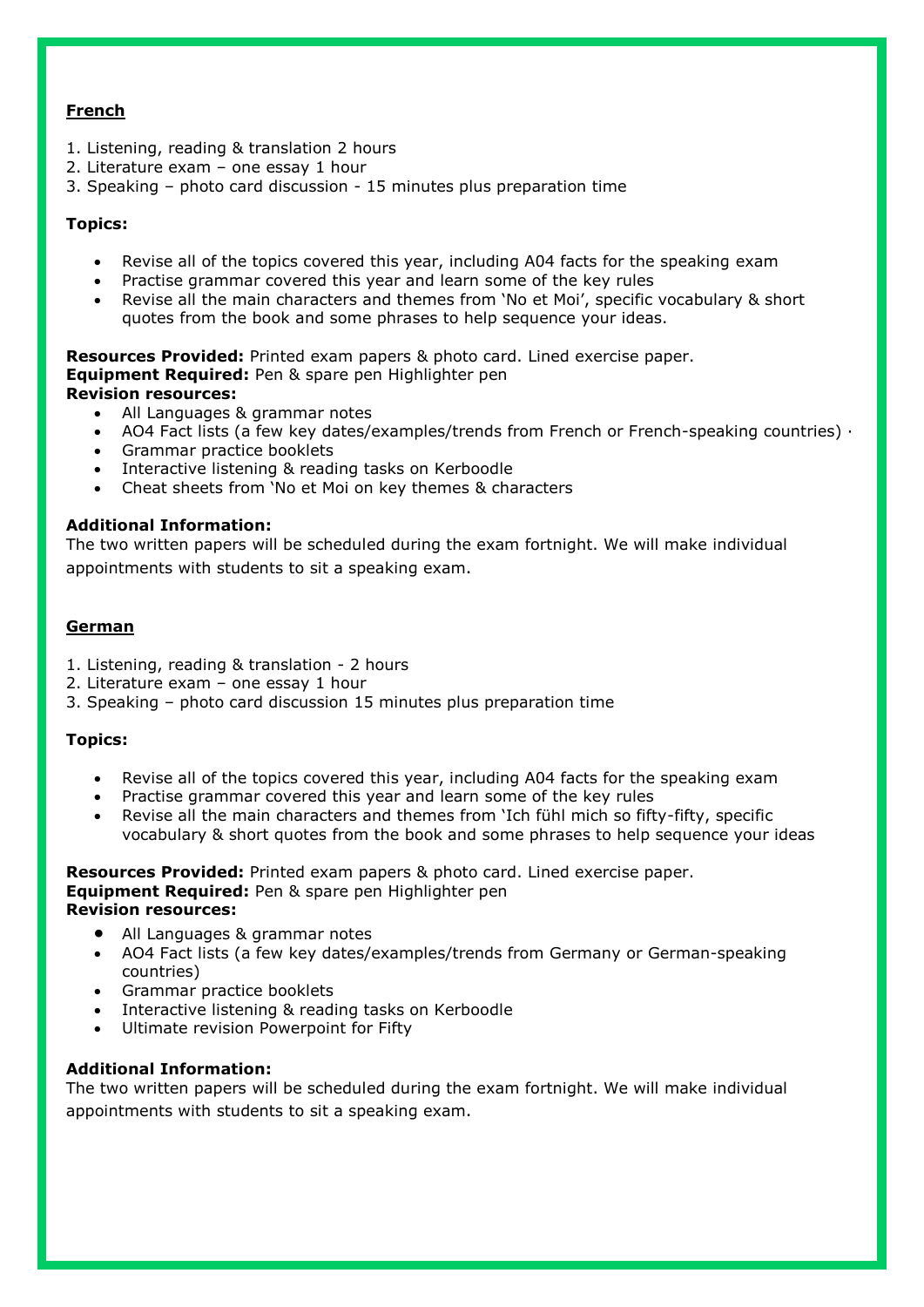## French

1. Listening, reading & translation 2 hours
2. Literature exam – one essay 1 hour
3. Speaking – photo card discussion - 15 minutes plus preparation time

**Topics:**

- Revise all of the topics covered this year, including A04 facts for the speaking exam
- Practise grammar covered this year and learn some of the key rules
- Revise all the main characters and themes from 'No et Moi', specific vocabulary & short quotes from the book and some phrases to help sequence your ideas.

**Resources Provided:** Printed exam papers & photo card. Lined exercise paper.
**Equipment Required:** Pen & spare pen Highlighter pen
**Revision resources:**

- All Languages & grammar notes
- AO4 Fact lists (a few key dates/examples/trends from French or French-speaking countries) ·
- Grammar practice booklets
- Interactive listening & reading tasks on Kerboodle
- Cheat sheets from 'No et Moi on key themes & characters

**Additional Information:**
The two written papers will be scheduled during the exam fortnight. We will make individual appointments with students to sit a speaking exam.

## German

1. Listening, reading & translation - 2 hours
2. Literature exam – one essay 1 hour
3. Speaking – photo card discussion 15 minutes plus preparation time

**Topics:**

- Revise all of the topics covered this year, including A04 facts for the speaking exam
- Practise grammar covered this year and learn some of the key rules
- Revise all the main characters and themes from 'Ich fühl mich so fifty-fifty, specific vocabulary & short quotes from the book and some phrases to help sequence your ideas

**Resources Provided:** Printed exam papers & photo card. Lined exercise paper.
**Equipment Required:** Pen & spare pen Highlighter pen
**Revision resources:**

- All Languages & grammar notes
- AO4 Fact lists (a few key dates/examples/trends from Germany or German-speaking countries)
- Grammar practice booklets
- Interactive listening & reading tasks on Kerboodle
- Ultimate revision Powerpoint for Fifty

**Additional Information:**
The two written papers will be scheduled during the exam fortnight. We will make individual appointments with students to sit a speaking exam.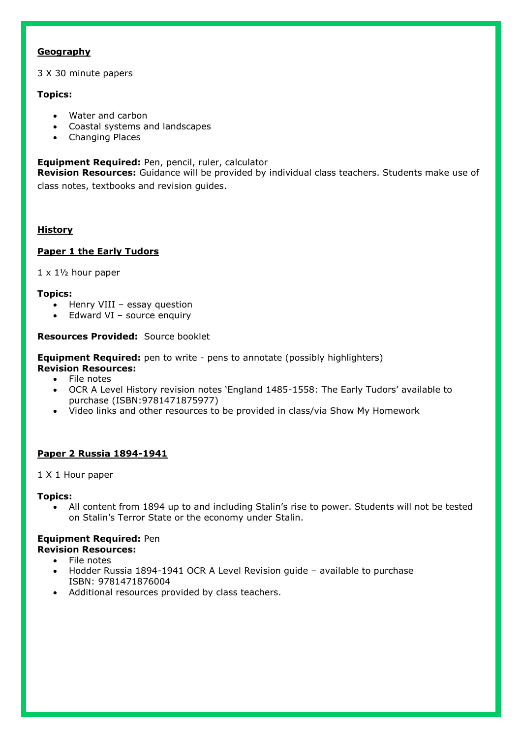## Geography

3 X 30 minute papers

**Topics:**

- Water and carbon
- Coastal systems and landscapes
- Changing Places

**Equipment Required:** Pen, pencil, ruler, calculator
**Revision Resources:** Guidance will be provided by individual class teachers. Students make use of class notes, textbooks and revision guides.

## History

### Paper 1 the Early Tudors

1 x 1½ hour paper

**Topics:**

- Henry VIII – essay question
- Edward VI – source enquiry

**Resources Provided:** Source booklet

**Equipment Required:** pen to write - pens to annotate (possibly highlighters)
**Revision Resources:**

- File notes
- OCR A Level History revision notes 'England 1485-1558: The Early Tudors' available to purchase (ISBN:9781471875977)
- Video links and other resources to be provided in class/via Show My Homework

### Paper 2 Russia 1894-1941

1 X 1 Hour paper

**Topics:**

- All content from 1894 up to and including Stalin's rise to power. Students will not be tested on Stalin's Terror State or the economy under Stalin.

**Equipment Required:** Pen
**Revision Resources:**

- File notes
- Hodder Russia 1894-1941 OCR A Level Revision guide – available to purchase ISBN: 9781471876004
- Additional resources provided by class teachers.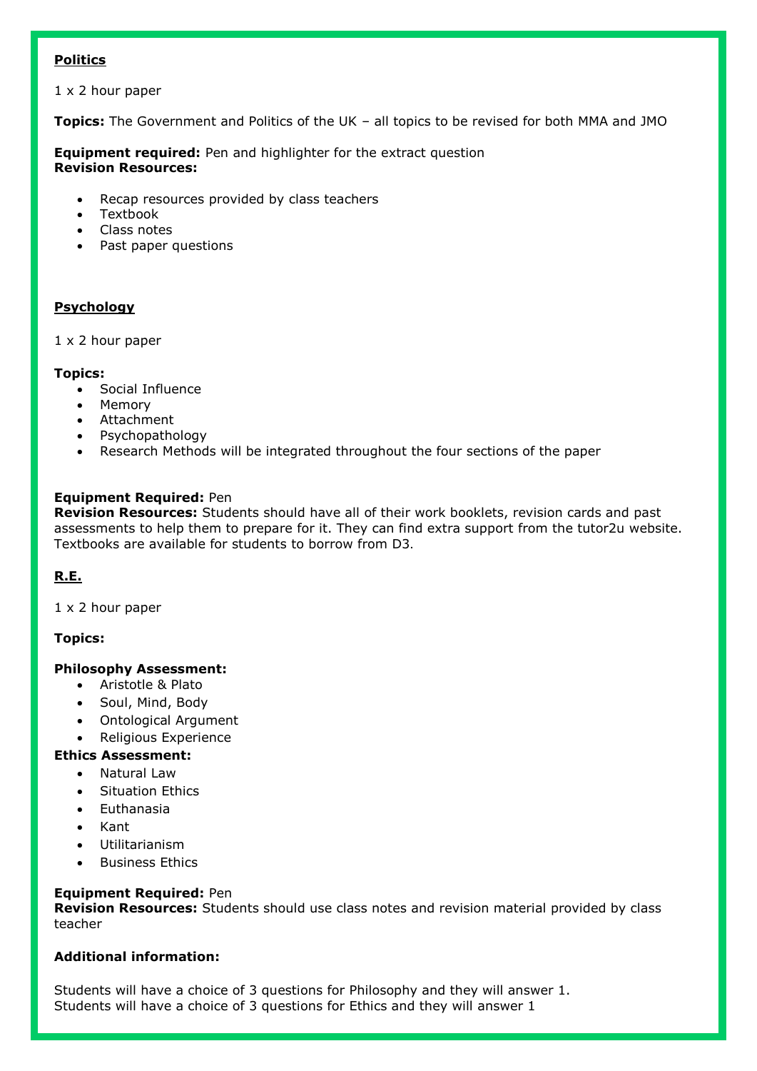**Politics**

1 x 2 hour paper

**Topics:** The Government and Politics of the UK – all topics to be revised for both MMA and JMO

**Equipment required:** Pen and highlighter for the extract question
**Revision Resources:**

- Recap resources provided by class teachers
- Textbook
- Class notes
- Past paper questions

**Psychology**

1 x 2 hour paper

**Topics:**

- Social Influence
- Memory
- Attachment
- Psychopathology
- Research Methods will be integrated throughout the four sections of the paper

**Equipment Required:** Pen
**Revision Resources:** Students should have all of their work booklets, revision cards and past assessments to help them to prepare for it. They can find extra support from the tutor2u website. Textbooks are available for students to borrow from D3.

**R.E.**

1 x 2 hour paper

**Topics:**

**Philosophy Assessment:**

- Aristotle & Plato
- Soul, Mind, Body
- Ontological Argument
- Religious Experience

**Ethics Assessment:**

- Natural Law
- Situation Ethics
- Euthanasia
- Kant
- Utilitarianism
- Business Ethics

**Equipment Required:** Pen
**Revision Resources:** Students should use class notes and revision material provided by class teacher

**Additional information:**

Students will have a choice of 3 questions for Philosophy and they will answer 1.
Students will have a choice of 3 questions for Ethics and they will answer 1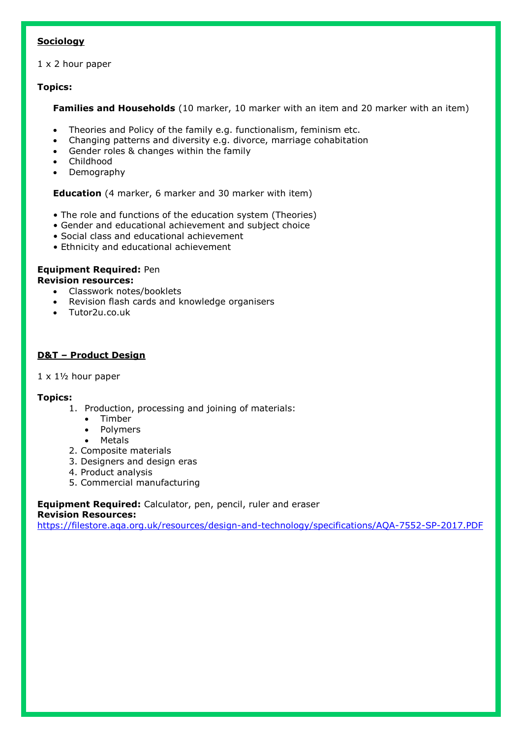**Sociology**

1 x 2 hour paper

**Topics:**

**Families and Households** (10 marker, 10 marker with an item and 20 marker with an item)

- Theories and Policy of the family e.g. functionalism, feminism etc.
- Changing patterns and diversity e.g. divorce, marriage cohabitation
- Gender roles & changes within the family
- Childhood
- Demography

**Education** (4 marker, 6 marker and 30 marker with item)

- The role and functions of the education system (Theories)
- Gender and educational achievement and subject choice
- Social class and educational achievement
- Ethnicity and educational achievement

**Equipment Required:** Pen
**Revision resources:**

- Classwork notes/booklets
- Revision flash cards and knowledge organisers
- Tutor2u.co.uk

**D&T – Product Design**

1 x 1½ hour paper

**Topics:**

1. Production, processing and joining of materials:
   - Timber
   - Polymers
   - Metals
2. Composite materials
3. Designers and design eras
4. Product analysis
5. Commercial manufacturing

**Equipment Required:** Calculator, pen, pencil, ruler and eraser
**Revision Resources:**
https://filestore.aqa.org.uk/resources/design-and-technology/specifications/AQA-7552-SP-2017.PDF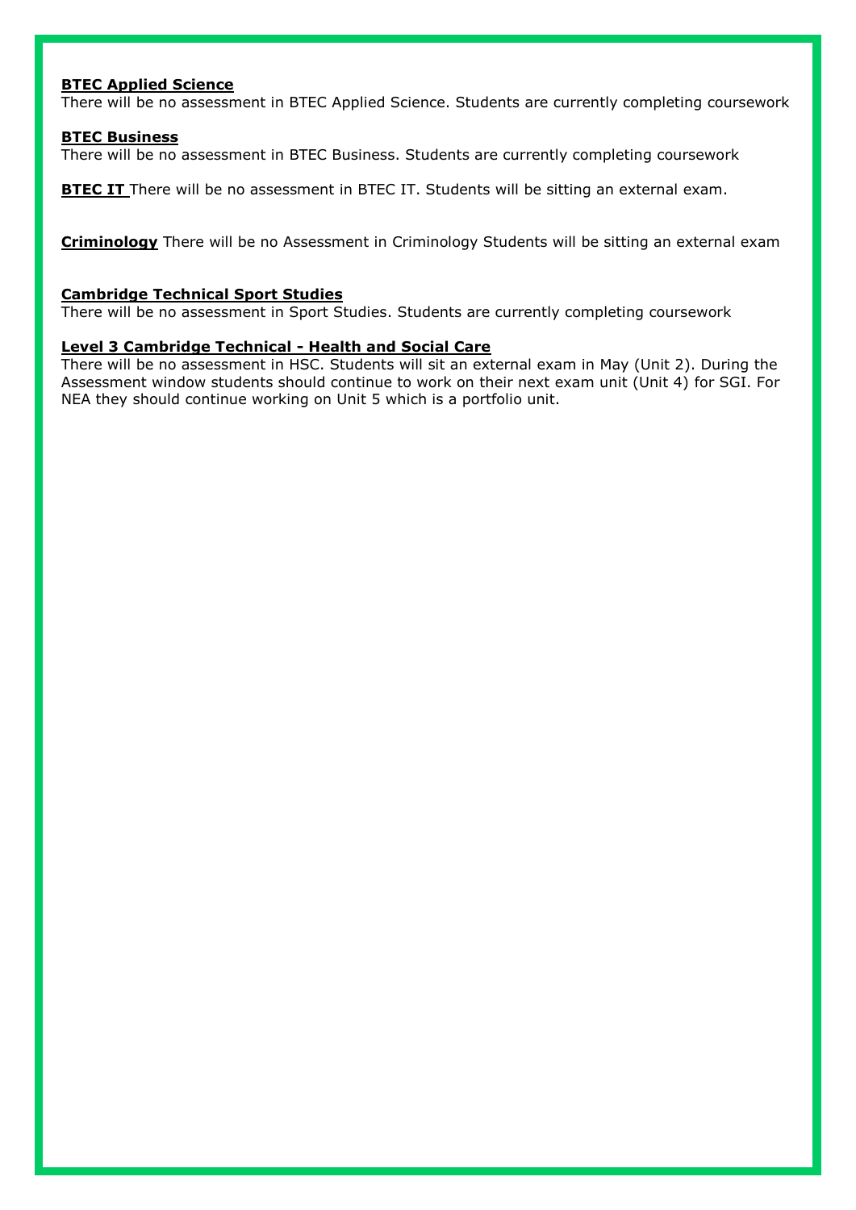**BTEC Applied Science**
There will be no assessment in BTEC Applied Science. Students are currently completing coursework

**BTEC Business**
There will be no assessment in BTEC Business. Students are currently completing coursework

**BTEC IT** There will be no assessment in BTEC IT. Students will be sitting an external exam.

**Criminology** There will be no Assessment in Criminology Students will be sitting an external exam

**Cambridge Technical Sport Studies**
There will be no assessment in Sport Studies. Students are currently completing coursework

**Level 3 Cambridge Technical - Health and Social Care**
There will be no assessment in HSC. Students will sit an external exam in May (Unit 2). During the Assessment window students should continue to work on their next exam unit (Unit 4) for SGI. For NEA they should continue working on Unit 5 which is a portfolio unit.